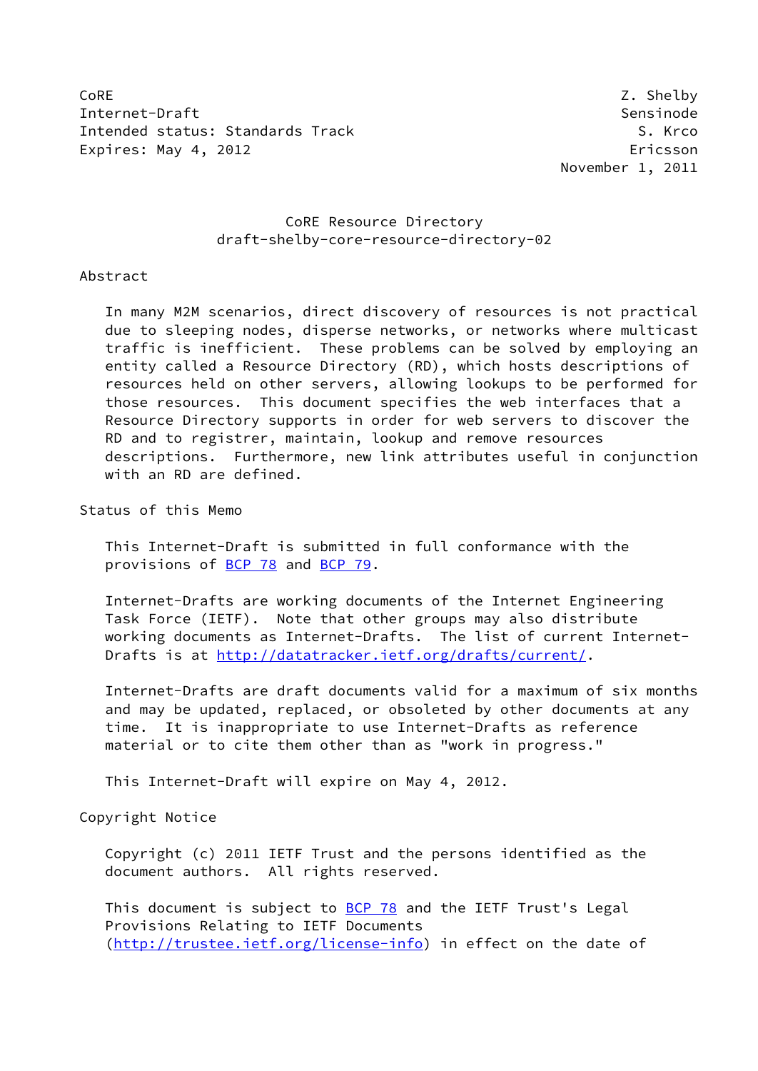CoRE Z. Shelby
Internet-Draft Sensinode
Intended status: Standards Track S. Krco
Expires: May 4, 2012 Ericsson
November 1, 2011

# CoRE Resource Directory
## draft-shelby-core-resource-directory-02

## Abstract

In many M2M scenarios, direct discovery of resources is not practical due to sleeping nodes, disperse networks, or networks where multicast traffic is inefficient. These problems can be solved by employing an entity called a Resource Directory (RD), which hosts descriptions of resources held on other servers, allowing lookups to be performed for those resources. This document specifies the web interfaces that a Resource Directory supports in order for web servers to discover the RD and to registrer, maintain, lookup and remove resources descriptions. Furthermore, new link attributes useful in conjunction with an RD are defined.

## Status of this Memo

This Internet-Draft is submitted in full conformance with the provisions of BCP 78 and BCP 79.

Internet-Drafts are working documents of the Internet Engineering Task Force (IETF). Note that other groups may also distribute working documents as Internet-Drafts. The list of current Internet-Drafts is at http://datatracker.ietf.org/drafts/current/.

Internet-Drafts are draft documents valid for a maximum of six months and may be updated, replaced, or obsoleted by other documents at any time. It is inappropriate to use Internet-Drafts as reference material or to cite them other than as "work in progress."

This Internet-Draft will expire on May 4, 2012.

## Copyright Notice

Copyright (c) 2011 IETF Trust and the persons identified as the document authors. All rights reserved.

This document is subject to BCP 78 and the IETF Trust's Legal Provisions Relating to IETF Documents (http://trustee.ietf.org/license-info) in effect on the date of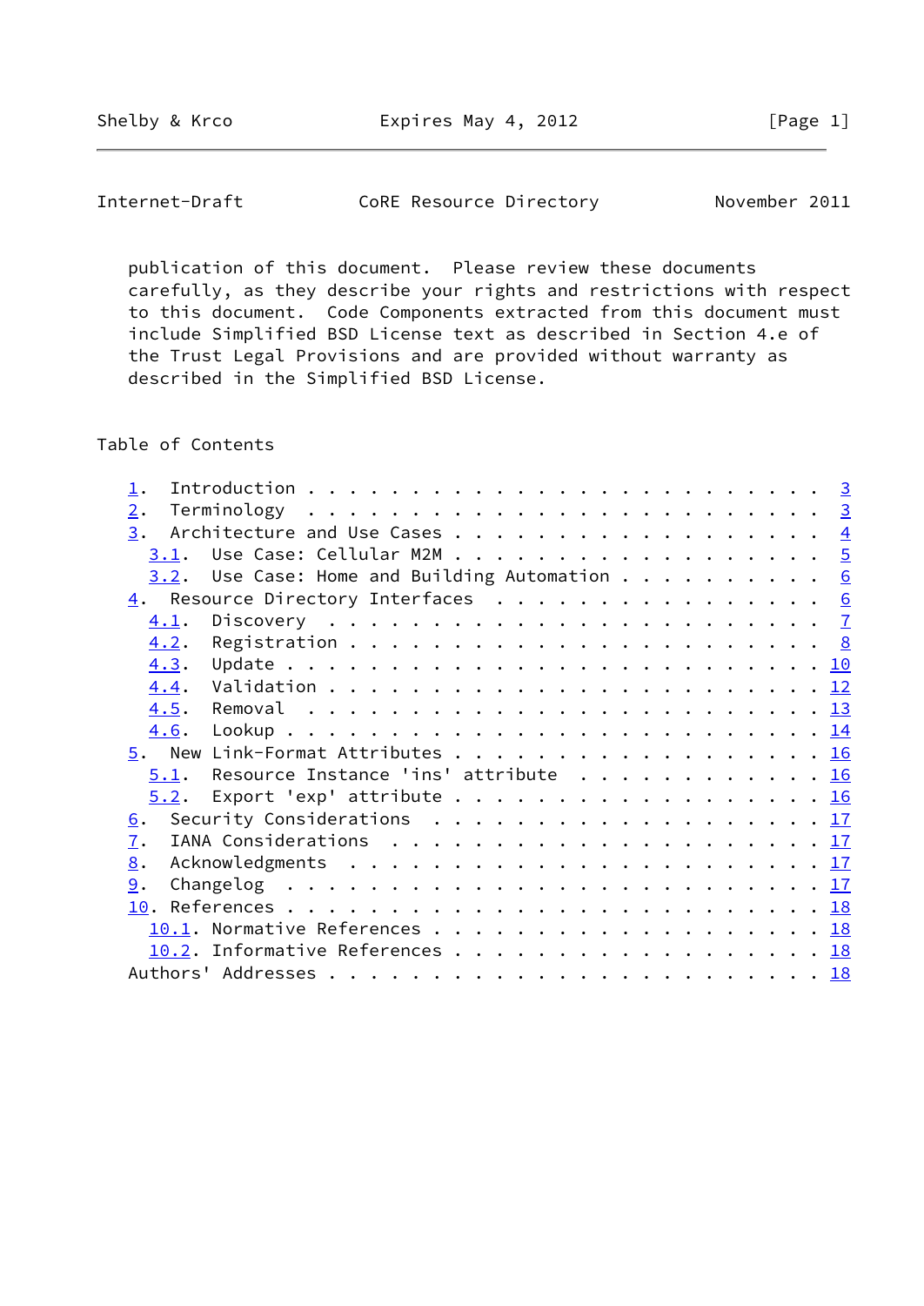publication of this document. Please review these documents carefully, as they describe your rights and restrictions with respect to this document. Code Components extracted from this document must include Simplified BSD License text as described in Section 4.e of the Trust Legal Provisions and are provided without warranty as described in the Simplified BSD License.

## Table of Contents

```
   1.  Introduction . . . . . . . . . . . . . . . . . . . . . . . . .  3
   2.  Terminology  . . . . . . . . . . . . . . . . . . . . . . . . .  3
   3.  Architecture and Use Cases . . . . . . . . . . . . . . . . . .  4
     3.1.  Use Case: Cellular M2M . . . . . . . . . . . . . . . . . .  5
     3.2.  Use Case: Home and Building Automation . . . . . . . . . .  6
   4.  Resource Directory Interfaces  . . . . . . . . . . . . . . . .  6
     4.1.  Discovery  . . . . . . . . . . . . . . . . . . . . . . . .  7
     4.2.  Registration . . . . . . . . . . . . . . . . . . . . . . .  8
     4.3.  Update . . . . . . . . . . . . . . . . . . . . . . . . . . 10
     4.4.  Validation . . . . . . . . . . . . . . . . . . . . . . . . 12
     4.5.  Removal  . . . . . . . . . . . . . . . . . . . . . . . . . 13
     4.6.  Lookup . . . . . . . . . . . . . . . . . . . . . . . . . . 14
   5.  New Link-Format Attributes . . . . . . . . . . . . . . . . . . 16
     5.1.  Resource Instance 'ins' attribute  . . . . . . . . . . . . 16
     5.2.  Export 'exp' attribute . . . . . . . . . . . . . . . . . . 16
   6.  Security Considerations  . . . . . . . . . . . . . . . . . . . 17
   7.  IANA Considerations  . . . . . . . . . . . . . . . . . . . . . 17
   8.  Acknowledgments  . . . . . . . . . . . . . . . . . . . . . . . 17
   9.  Changelog  . . . . . . . . . . . . . . . . . . . . . . . . . . 17
   10. References . . . . . . . . . . . . . . . . . . . . . . . . . . 18
     10.1. Normative References . . . . . . . . . . . . . . . . . . . 18
     10.2. Informative References . . . . . . . . . . . . . . . . . . 18
   Authors' Addresses . . . . . . . . . . . . . . . . . . . . . . . . 18
```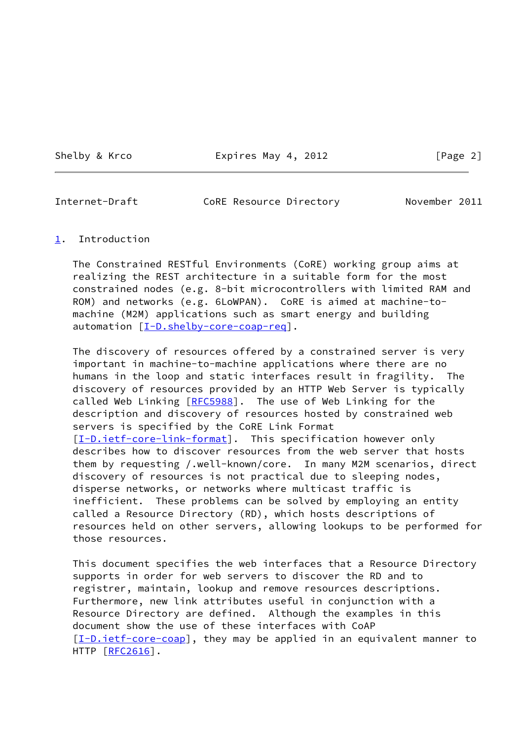## 1. Introduction

The Constrained RESTful Environments (CoRE) working group aims at realizing the REST architecture in a suitable form for the most constrained nodes (e.g. 8-bit microcontrollers with limited RAM and ROM) and networks (e.g. 6LoWPAN). CoRE is aimed at machine-to-machine (M2M) applications such as smart energy and building automation [I-D.shelby-core-coap-req].

The discovery of resources offered by a constrained server is very important in machine-to-machine applications where there are no humans in the loop and static interfaces result in fragility. The discovery of resources provided by an HTTP Web Server is typically called Web Linking [RFC5988]. The use of Web Linking for the description and discovery of resources hosted by constrained web servers is specified by the CoRE Link Format [I-D.ietf-core-link-format]. This specification however only describes how to discover resources from the web server that hosts them by requesting /.well-known/core. In many M2M scenarios, direct discovery of resources is not practical due to sleeping nodes, disperse networks, or networks where multicast traffic is inefficient. These problems can be solved by employing an entity called a Resource Directory (RD), which hosts descriptions of resources held on other servers, allowing lookups to be performed for those resources.

This document specifies the web interfaces that a Resource Directory supports in order for web servers to discover the RD and to registrer, maintain, lookup and remove resources descriptions. Furthermore, new link attributes useful in conjunction with a Resource Directory are defined. Although the examples in this document show the use of these interfaces with CoAP [I-D.ietf-core-coap], they may be applied in an equivalent manner to HTTP [RFC2616].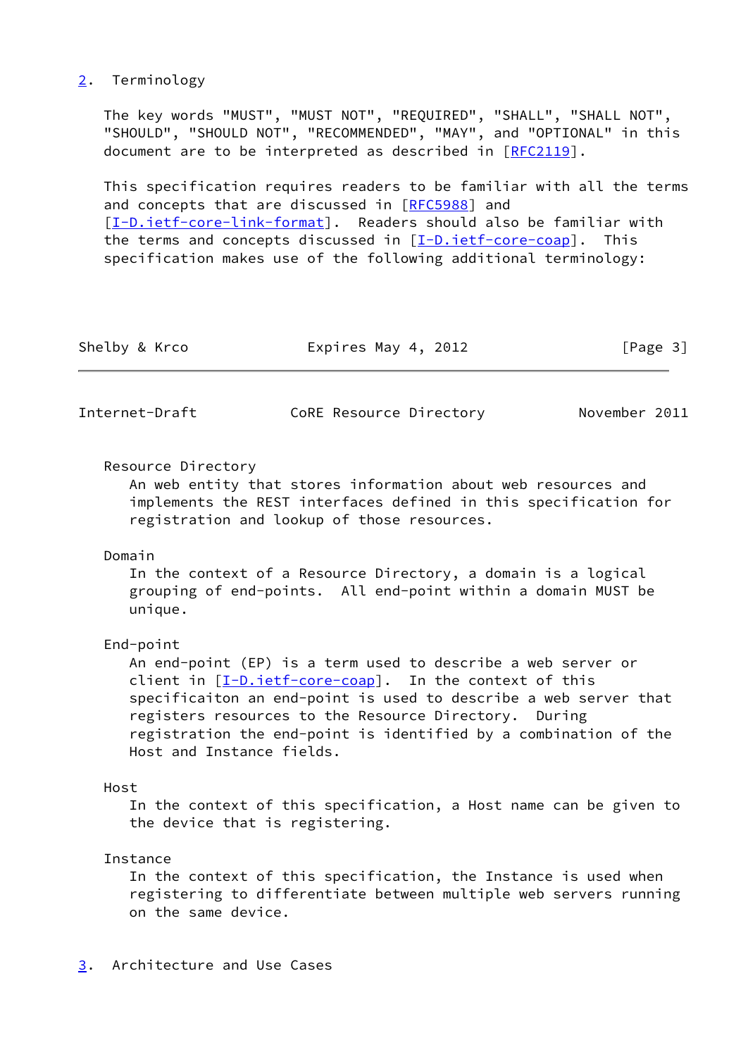## 2. Terminology

The key words "MUST", "MUST NOT", "REQUIRED", "SHALL", "SHALL NOT", "SHOULD", "SHOULD NOT", "RECOMMENDED", "MAY", and "OPTIONAL" in this document are to be interpreted as described in [RFC2119].

This specification requires readers to be familiar with all the terms and concepts that are discussed in [RFC5988] and [I-D.ietf-core-link-format]. Readers should also be familiar with the terms and concepts discussed in [I-D.ietf-core-coap]. This specification makes use of the following additional terminology:

Resource Directory
: An web entity that stores information about web resources and implements the REST interfaces defined in this specification for registration and lookup of those resources.

Domain
: In the context of a Resource Directory, a domain is a logical grouping of end-points. All end-point within a domain MUST be unique.

End-point
: An end-point (EP) is a term used to describe a web server or client in [I-D.ietf-core-coap]. In the context of this specificaiton an end-point is used to describe a web server that registers resources to the Resource Directory. During registration the end-point is identified by a combination of the Host and Instance fields.

Host
: In the context of this specification, a Host name can be given to the device that is registering.

Instance
: In the context of this specification, the Instance is used when registering to differentiate between multiple web servers running on the same device.

## 3. Architecture and Use Cases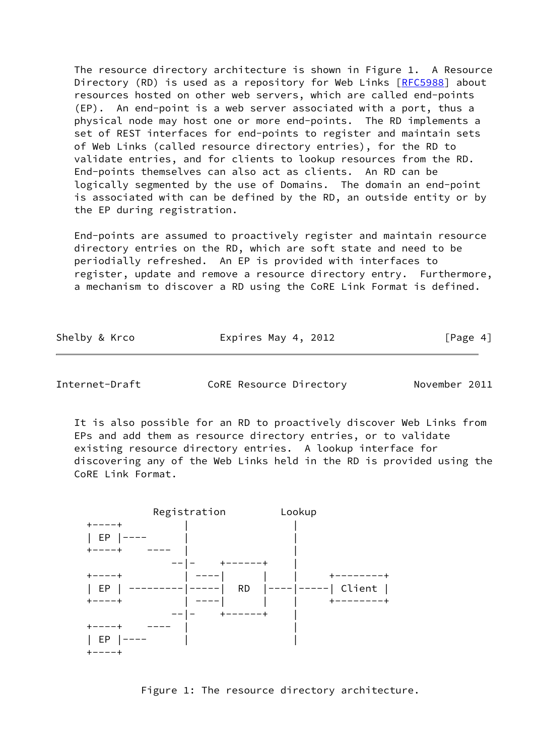The resource directory architecture is shown in Figure 1. A Resource Directory (RD) is used as a repository for Web Links [RFC5988] about resources hosted on other web servers, which are called end-points (EP). An end-point is a web server associated with a port, thus a physical node may host one or more end-points. The RD implements a set of REST interfaces for end-points to register and maintain sets of Web Links (called resource directory entries), for the RD to validate entries, and for clients to lookup resources from the RD. End-points themselves can also act as clients. An RD can be logically segmented by the use of Domains. The domain an end-point is associated with can be defined by the RD, an outside entity or by the EP during registration.

End-points are assumed to proactively register and maintain resource directory entries on the RD, which are soft state and need to be periodically refreshed. An EP is provided with interfaces to register, update and remove a resource directory entry. Furthermore, a mechanism to discover a RD using the CoRE Link Format is defined.

It is also possible for an RD to proactively discover Web Links from EPs and add them as resource directory entries, or to validate existing resource directory entries. A lookup interface for discovering any of the Web Links held in the RD is provided using the CoRE Link Format.

```
            Registration         Lookup
 +----+          |                 |
 | EP |----      |                 |
 +----+    ----  |                 |
               --|-    +------+    |
 +----+          | ----|      |    |     +--------+
 | EP | ---------|-----|  RD  |----|-----| Client |
 +----+          | ----|      |    |     +--------+
               --|-    +------+    |
 +----+    ----  |                 |
 | EP |----      |                 |
 +----+
```

Figure 1: The resource directory architecture.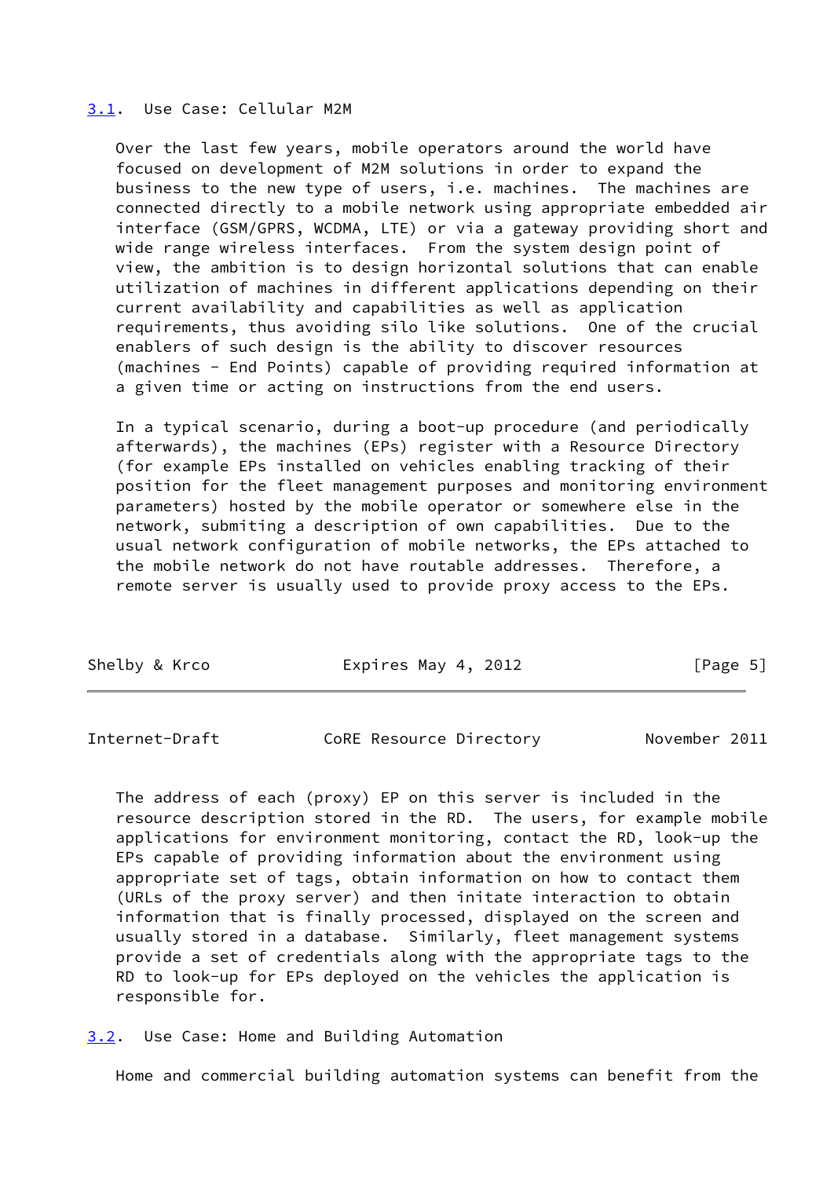### 3.1. Use Case: Cellular M2M

Over the last few years, mobile operators around the world have focused on development of M2M solutions in order to expand the business to the new type of users, i.e. machines. The machines are connected directly to a mobile network using appropriate embedded air interface (GSM/GPRS, WCDMA, LTE) or via a gateway providing short and wide range wireless interfaces. From the system design point of view, the ambition is to design horizontal solutions that can enable utilization of machines in different applications depending on their current availability and capabilities as well as application requirements, thus avoiding silo like solutions. One of the crucial enablers of such design is the ability to discover resources (machines - End Points) capable of providing required information at a given time or acting on instructions from the end users.

In a typical scenario, during a boot-up procedure (and periodically afterwards), the machines (EPs) register with a Resource Directory (for example EPs installed on vehicles enabling tracking of their position for the fleet management purposes and monitoring environment parameters) hosted by the mobile operator or somewhere else in the network, submiting a description of own capabilities. Due to the usual network configuration of mobile networks, the EPs attached to the mobile network do not have routable addresses. Therefore, a remote server is usually used to provide proxy access to the EPs.

The address of each (proxy) EP on this server is included in the resource description stored in the RD. The users, for example mobile applications for environment monitoring, contact the RD, look-up the EPs capable of providing information about the environment using appropriate set of tags, obtain information on how to contact them (URLs of the proxy server) and then initate interaction to obtain information that is finally processed, displayed on the screen and usually stored in a database. Similarly, fleet management systems provide a set of credentials along with the appropriate tags to the RD to look-up for EPs deployed on the vehicles the application is responsible for.

### 3.2. Use Case: Home and Building Automation

Home and commercial building automation systems can benefit from the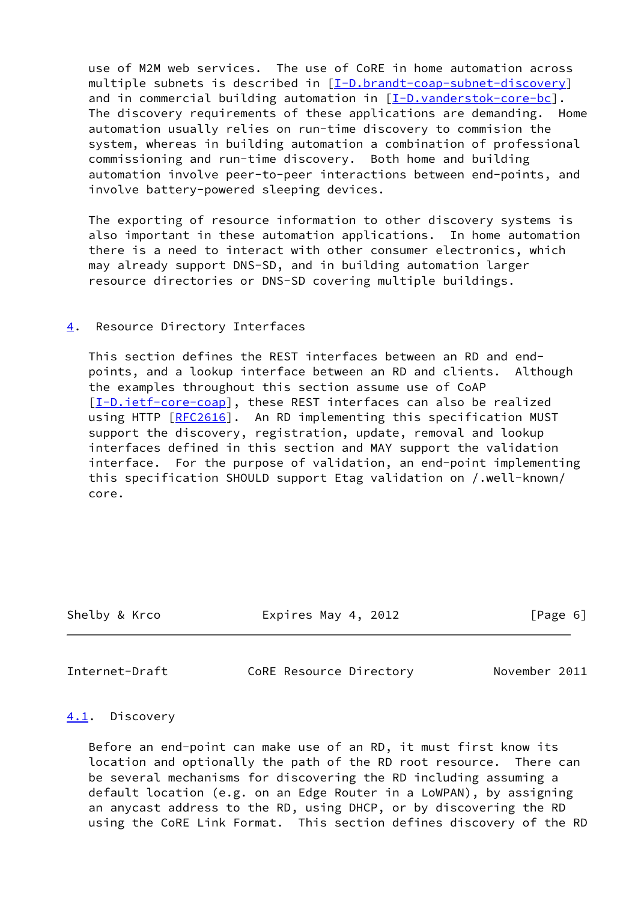use of M2M web services. The use of CoRE in home automation across multiple subnets is described in [I-D.brandt-coap-subnet-discovery] and in commercial building automation in [I-D.vanderstok-core-bc]. The discovery requirements of these applications are demanding. Home automation usually relies on run-time discovery to commision the system, whereas in building automation a combination of professional commissioning and run-time discovery. Both home and building automation involve peer-to-peer interactions between end-points, and involve battery-powered sleeping devices.

The exporting of resource information to other discovery systems is also important in these automation applications. In home automation there is a need to interact with other consumer electronics, which may already support DNS-SD, and in building automation larger resource directories or DNS-SD covering multiple buildings.

## 4. Resource Directory Interfaces

This section defines the REST interfaces between an RD and end-points, and a lookup interface between an RD and clients. Although the examples throughout this section assume use of CoAP [I-D.ietf-core-coap], these REST interfaces can also be realized using HTTP [RFC2616]. An RD implementing this specification MUST support the discovery, registration, update, removal and lookup interfaces defined in this section and MAY support the validation interface. For the purpose of validation, an end-point implementing this specification SHOULD support Etag validation on /.well-known/core.

### 4.1. Discovery

Before an end-point can make use of an RD, it must first know its location and optionally the path of the RD root resource. There can be several mechanisms for discovering the RD including assuming a default location (e.g. on an Edge Router in a LoWPAN), by assigning an anycast address to the RD, using DHCP, or by discovering the RD using the CoRE Link Format. This section defines discovery of the RD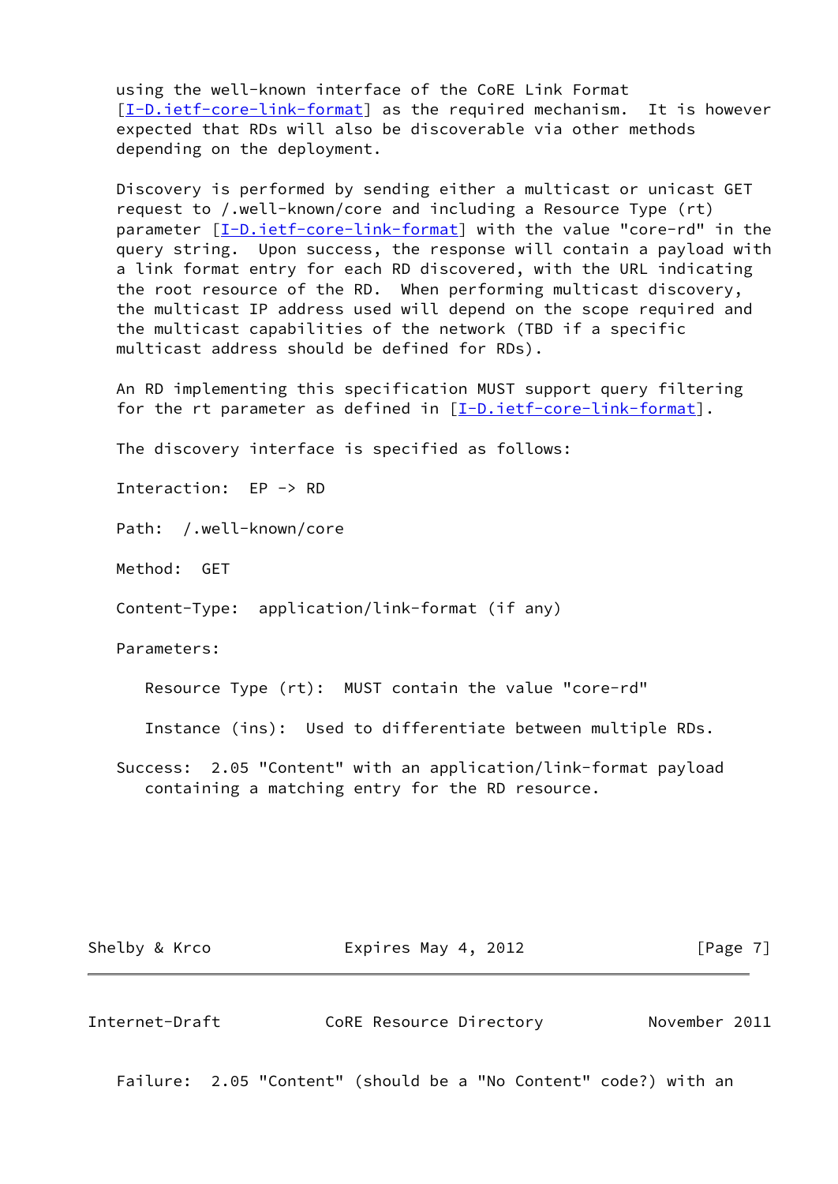using the well-known interface of the CoRE Link Format [I-D.ietf-core-link-format] as the required mechanism. It is however expected that RDs will also be discoverable via other methods depending on the deployment.

Discovery is performed by sending either a multicast or unicast GET request to /.well-known/core and including a Resource Type (rt) parameter [I-D.ietf-core-link-format] with the value "core-rd" in the query string. Upon success, the response will contain a payload with a link format entry for each RD discovered, with the URL indicating the root resource of the RD. When performing multicast discovery, the multicast IP address used will depend on the scope required and the multicast capabilities of the network (TBD if a specific multicast address should be defined for RDs).

An RD implementing this specification MUST support query filtering for the rt parameter as defined in [I-D.ietf-core-link-format].

The discovery interface is specified as follows:

Interaction: EP -> RD

Path: /.well-known/core

Method: GET

Content-Type: application/link-format (if any)

Parameters:

- Resource Type (rt): MUST contain the value "core-rd"
- Instance (ins): Used to differentiate between multiple RDs.

Success: 2.05 "Content" with an application/link-format payload containing a matching entry for the RD resource.

Failure: 2.05 "Content" (should be a "No Content" code?) with an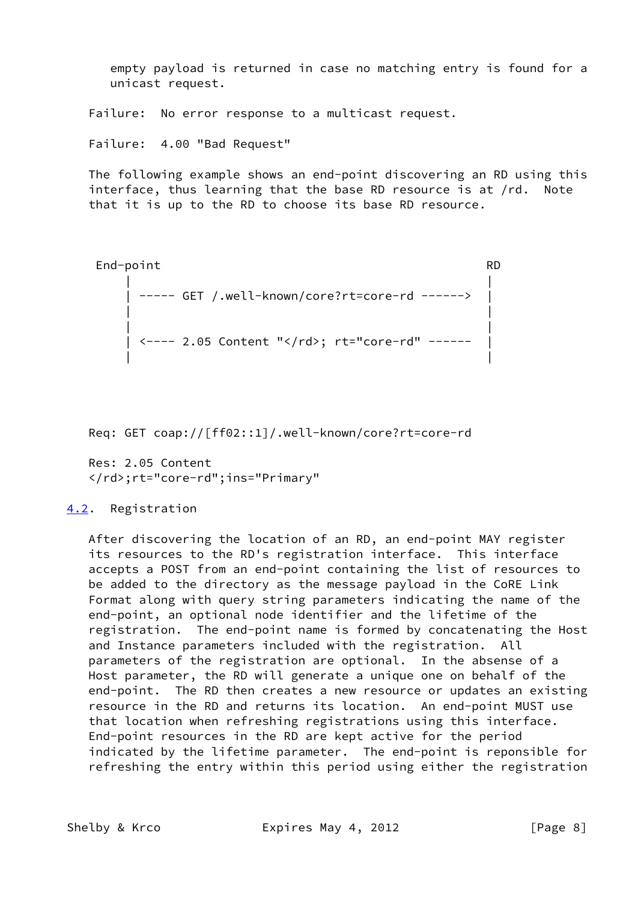empty payload is returned in case no matching entry is found for a unicast request.

Failure: No error response to a multicast request.

Failure: 4.00 "Bad Request"

The following example shows an end-point discovering an RD using this interface, thus learning that the base RD resource is at /rd. Note that it is up to the RD to choose its base RD resource.

```
 End-point                                            RD
     |                                                |
     | ----- GET /.well-known/core?rt=core-rd ------> |
     |                                                |
     |                                                |
     | <---- 2.05 Content "</rd>; rt="core-rd" ------ |
     |                                                |
```

```
Req: GET coap://[ff02::1]/.well-known/core?rt=core-rd

Res: 2.05 Content
</rd>;rt="core-rd";ins="Primary"
```

## 4.2. Registration

After discovering the location of an RD, an end-point MAY register its resources to the RD's registration interface. This interface accepts a POST from an end-point containing the list of resources to be added to the directory as the message payload in the CoRE Link Format along with query string parameters indicating the name of the end-point, an optional node identifier and the lifetime of the registration. The end-point name is formed by concatenating the Host and Instance parameters included with the registration. All parameters of the registration are optional. In the absense of a Host parameter, the RD will generate a unique one on behalf of the end-point. The RD then creates a new resource or updates an existing resource in the RD and returns its location. An end-point MUST use that location when refreshing registrations using this interface. End-point resources in the RD are kept active for the period indicated by the lifetime parameter. The end-point is reponsible for refreshing the entry within this period using either the registration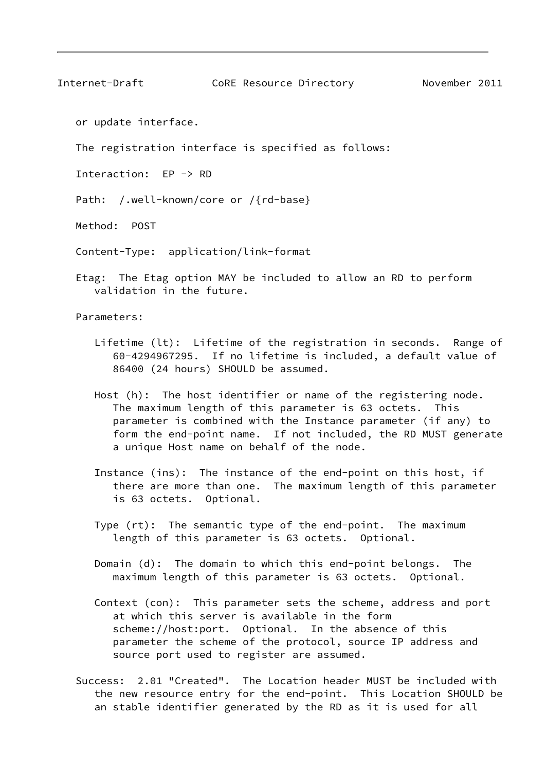or update interface.

The registration interface is specified as follows:

Interaction: EP -> RD

Path: /.well-known/core or /{rd-base}

Method: POST

Content-Type: application/link-format

Etag: The Etag option MAY be included to allow an RD to perform validation in the future.

Parameters:

- Lifetime (lt): Lifetime of the registration in seconds. Range of 60-4294967295. If no lifetime is included, a default value of 86400 (24 hours) SHOULD be assumed.

- Host (h): The host identifier or name of the registering node. The maximum length of this parameter is 63 octets. This parameter is combined with the Instance parameter (if any) to form the end-point name. If not included, the RD MUST generate a unique Host name on behalf of the node.

- Instance (ins): The instance of the end-point on this host, if there are more than one. The maximum length of this parameter is 63 octets. Optional.

- Type (rt): The semantic type of the end-point. The maximum length of this parameter is 63 octets. Optional.

- Domain (d): The domain to which this end-point belongs. The maximum length of this parameter is 63 octets. Optional.

- Context (con): This parameter sets the scheme, address and port at which this server is available in the form scheme://host:port. Optional. In the absence of this parameter the scheme of the protocol, source IP address and source port used to register are assumed.

Success: 2.01 "Created". The Location header MUST be included with the new resource entry for the end-point. This Location SHOULD be an stable identifier generated by the RD as it is used for all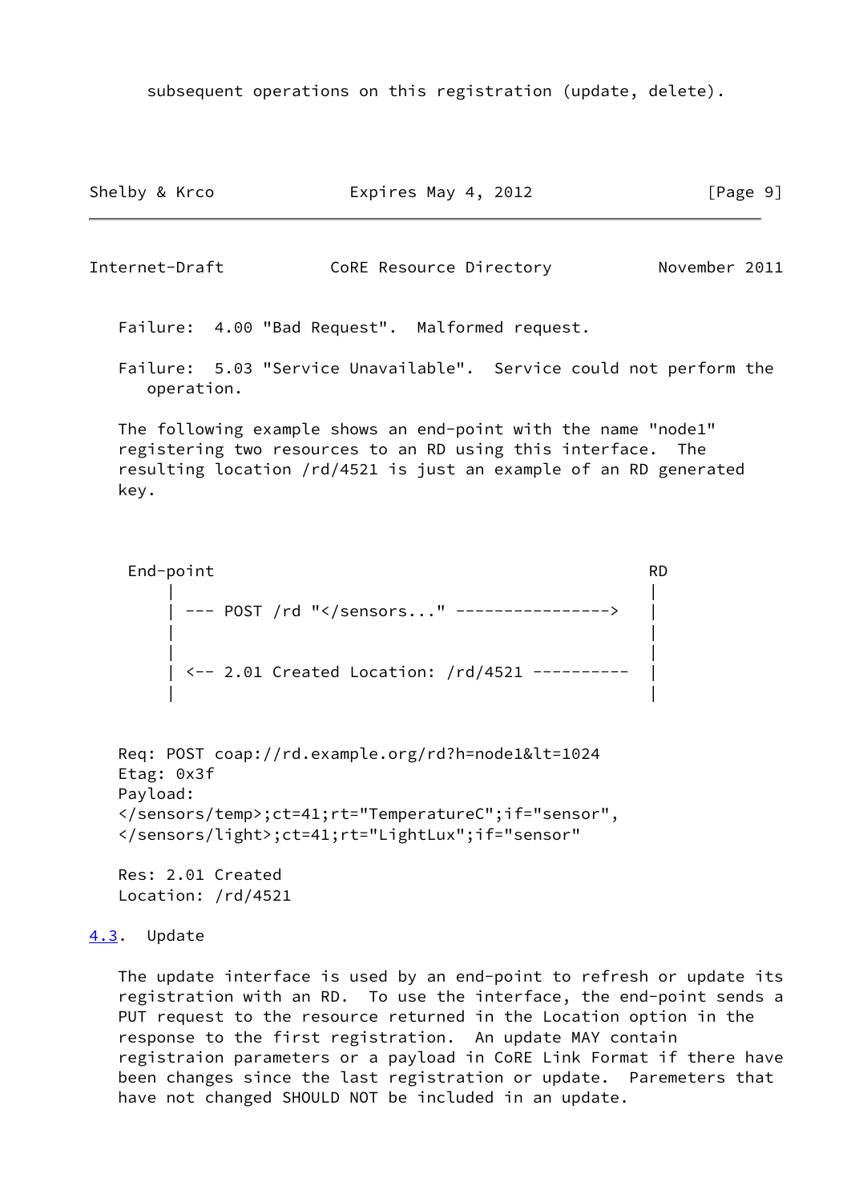subsequent operations on this registration (update, delete).

Failure: 4.00 "Bad Request". Malformed request.

Failure: 5.03 "Service Unavailable". Service could not perform the operation.

The following example shows an end-point with the name "node1" registering two resources to an RD using this interface. The resulting location /rd/4521 is just an example of an RD generated key.

```
 End-point                                            RD
     |                                                |
     | --- POST /rd "</sensors..." ---------------->  |
     |                                                |
     |                                                |
     | <-- 2.01 Created Location: /rd/4521 ---------- |
     |                                                |
```

```
Req: POST coap://rd.example.org/rd?h=node1&lt=1024
Etag: 0x3f
Payload:
</sensors/temp>;ct=41;rt="TemperatureC";if="sensor",
</sensors/light>;ct=41;rt="LightLux";if="sensor"

Res: 2.01 Created
Location: /rd/4521
```

### 4.3. Update

The update interface is used by an end-point to refresh or update its registration with an RD. To use the interface, the end-point sends a PUT request to the resource returned in the Location option in the response to the first registration. An update MAY contain registraion parameters or a payload in CoRE Link Format if there have been changes since the last registration or update. Paremeters that have not changed SHOULD NOT be included in an update.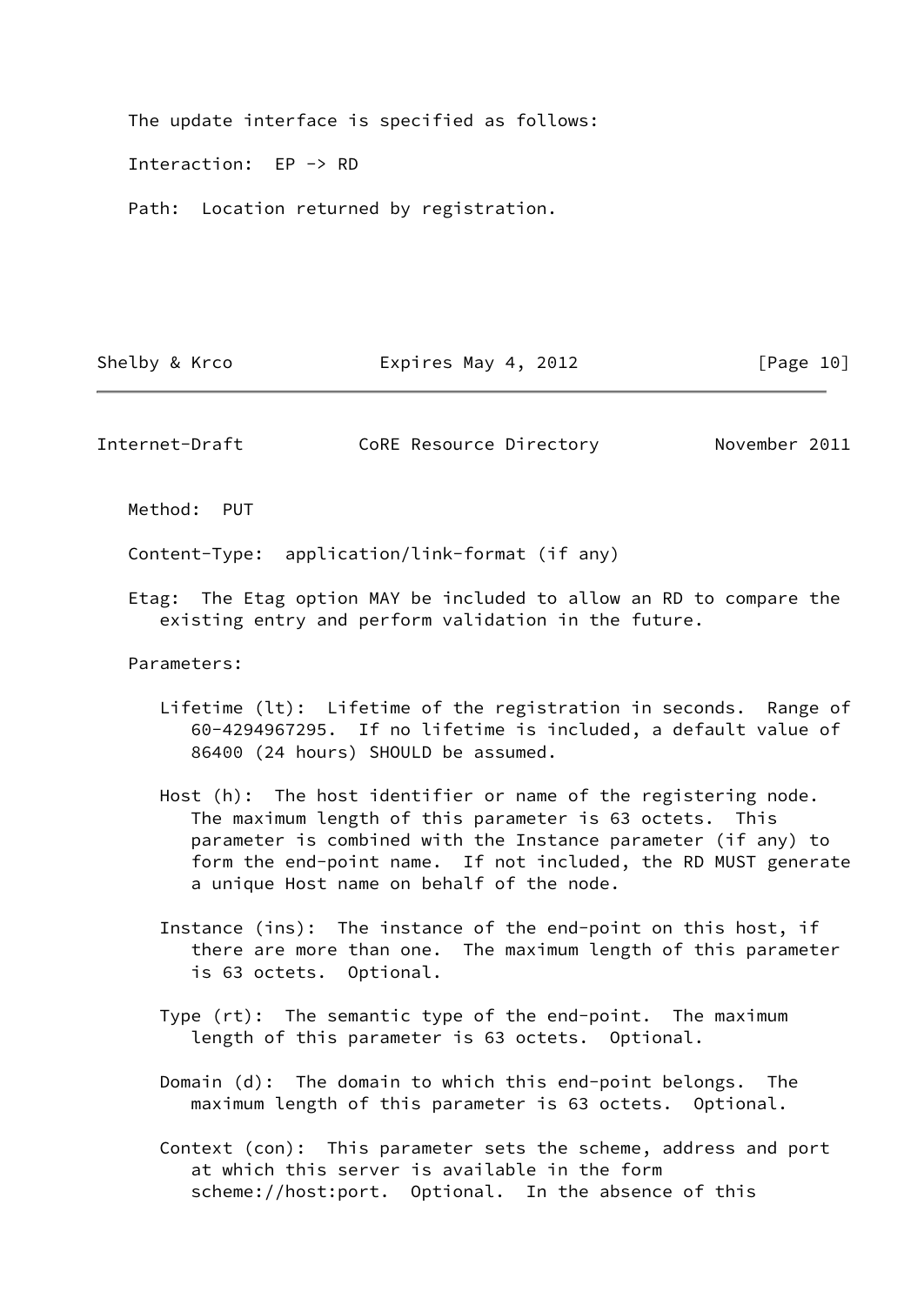The update interface is specified as follows:

Interaction: EP -> RD

Path: Location returned by registration.

Method: PUT

Content-Type: application/link-format (if any)

Etag: The Etag option MAY be included to allow an RD to compare the existing entry and perform validation in the future.

Parameters:

- Lifetime (lt): Lifetime of the registration in seconds. Range of 60-4294967295. If no lifetime is included, a default value of 86400 (24 hours) SHOULD be assumed.

- Host (h): The host identifier or name of the registering node. The maximum length of this parameter is 63 octets. This parameter is combined with the Instance parameter (if any) to form the end-point name. If not included, the RD MUST generate a unique Host name on behalf of the node.

- Instance (ins): The instance of the end-point on this host, if there are more than one. The maximum length of this parameter is 63 octets. Optional.

- Type (rt): The semantic type of the end-point. The maximum length of this parameter is 63 octets. Optional.

- Domain (d): The domain to which this end-point belongs. The maximum length of this parameter is 63 octets. Optional.

- Context (con): This parameter sets the scheme, address and port at which this server is available in the form scheme://host:port. Optional. In the absence of this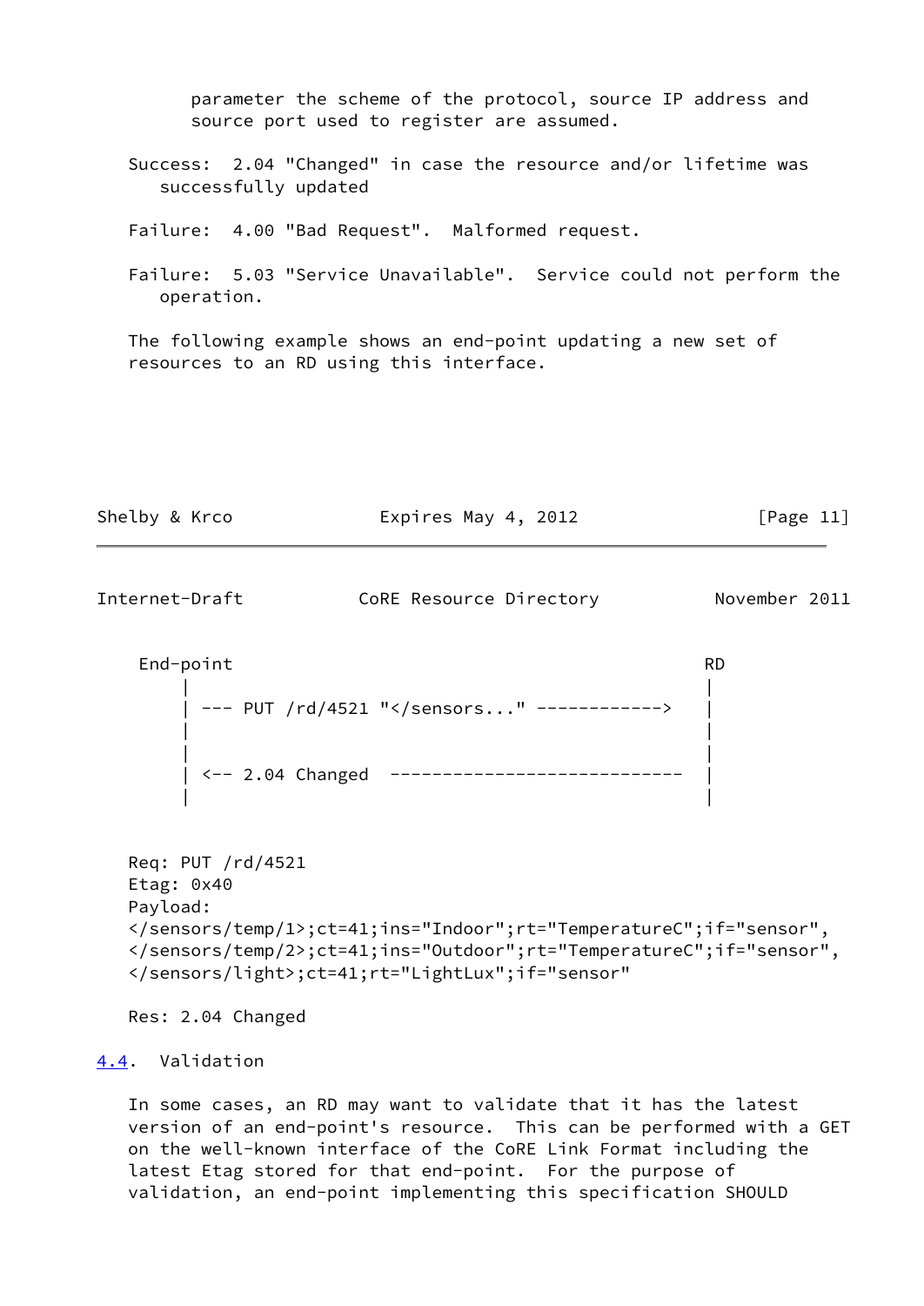parameter the scheme of the protocol, source IP address and source port used to register are assumed.

Success: 2.04 "Changed" in case the resource and/or lifetime was successfully updated

Failure: 4.00 "Bad Request". Malformed request.

Failure: 5.03 "Service Unavailable". Service could not perform the operation.

The following example shows an end-point updating a new set of resources to an RD using this interface.

```
 End-point                                          RD
     |                                               |
     | --- PUT /rd/4521 "</sensors..." ------------>  |
     |                                               |
     |                                               |
     | <-- 2.04 Changed  ----------------------------  |
     |                                               |
```

```
Req: PUT /rd/4521
Etag: 0x40
Payload:
</sensors/temp/1>;ct=41;ins="Indoor";rt="TemperatureC";if="sensor",
</sensors/temp/2>;ct=41;ins="Outdoor";rt="TemperatureC";if="sensor",
</sensors/light>;ct=41;rt="LightLux";if="sensor"

Res: 2.04 Changed
```

### 4.4. Validation

In some cases, an RD may want to validate that it has the latest version of an end-point's resource. This can be performed with a GET on the well-known interface of the CoRE Link Format including the latest Etag stored for that end-point. For the purpose of validation, an end-point implementing this specification SHOULD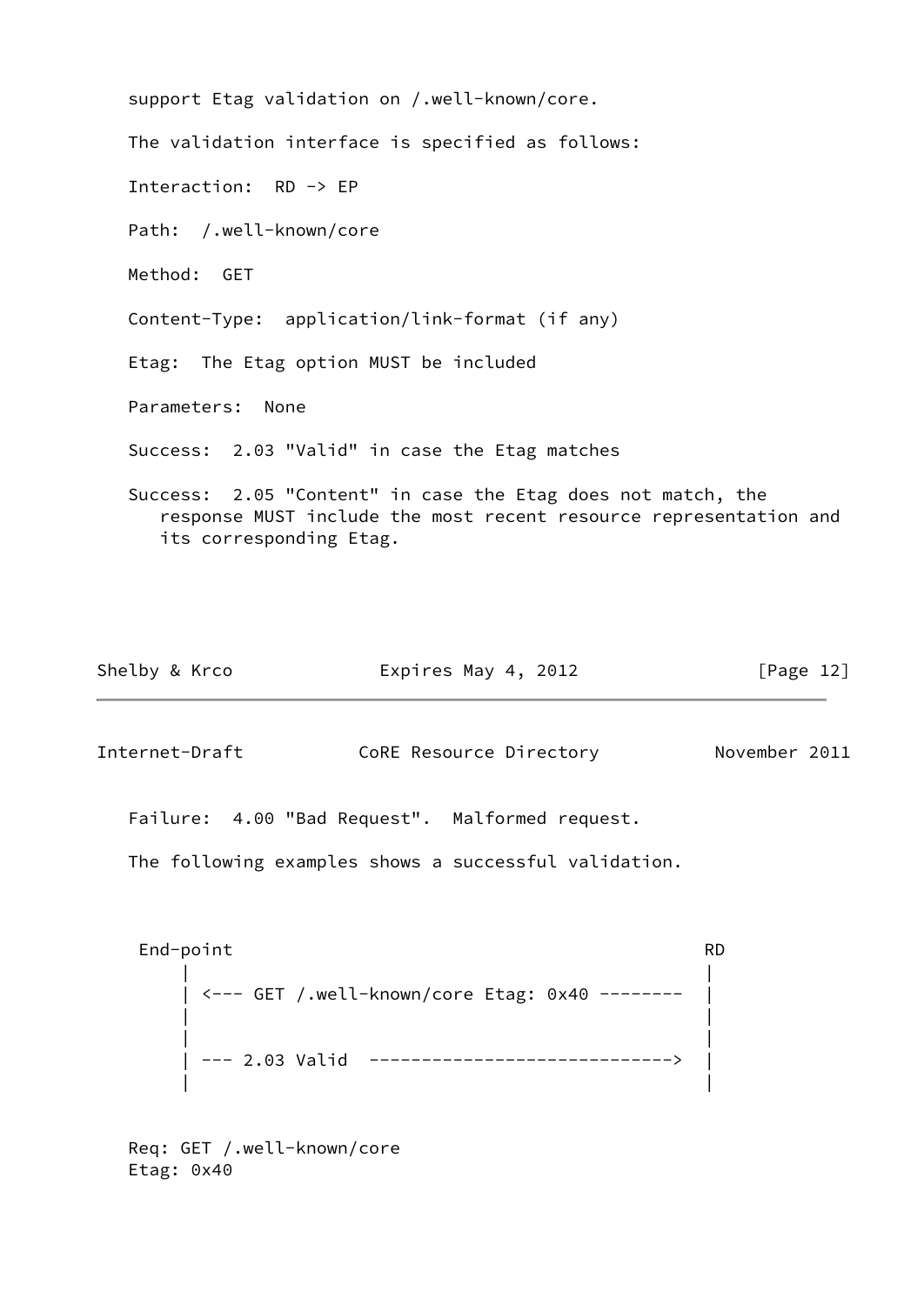support Etag validation on /.well-known/core.

The validation interface is specified as follows:

Interaction: RD -> EP

Path: /.well-known/core

Method: GET

Content-Type: application/link-format (if any)

Etag: The Etag option MUST be included

Parameters: None

Success: 2.03 "Valid" in case the Etag matches

Success: 2.05 "Content" in case the Etag does not match, the response MUST include the most recent resource representation and its corresponding Etag.

Failure: 4.00 "Bad Request". Malformed request.

The following examples shows a successful validation.

```
 End-point                                              RD
     |                                                   |
     | <--- GET /.well-known/core Etag: 0x40 --------    |
     |                                                   |
     |                                                   |
     | --- 2.03 Valid  ----------------------------->    |
     |                                                   |
```

```
Req: GET /.well-known/core
Etag: 0x40
```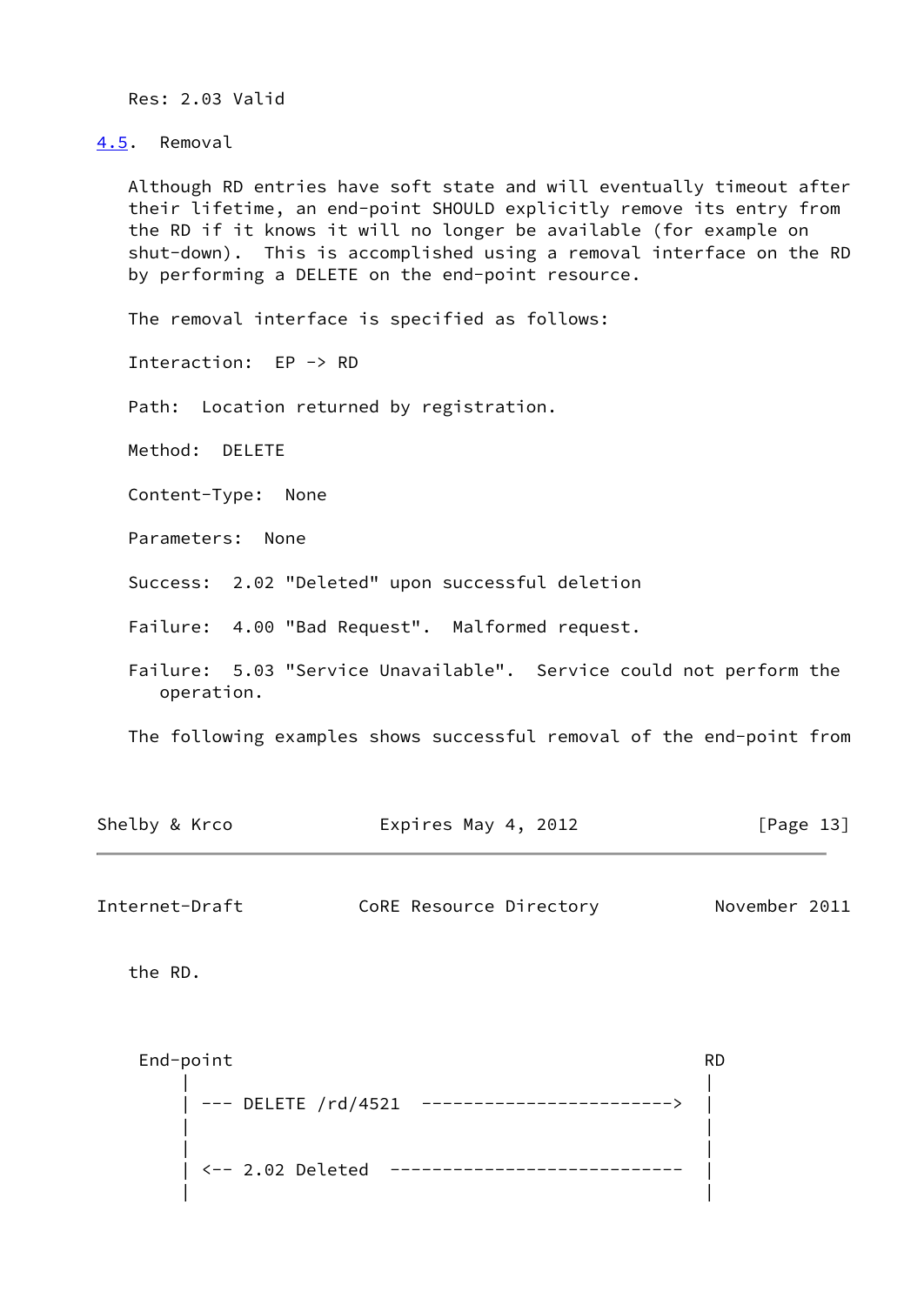Res: 2.03 Valid

## 4.5. Removal

Although RD entries have soft state and will eventually timeout after their lifetime, an end-point SHOULD explicitly remove its entry from the RD if it knows it will no longer be available (for example on shut-down). This is accomplished using a removal interface on the RD by performing a DELETE on the end-point resource.

The removal interface is specified as follows:

Interaction: EP -> RD

Path: Location returned by registration.

Method: DELETE

Content-Type: None

Parameters: None

Success: 2.02 "Deleted" upon successful deletion

Failure: 4.00 "Bad Request". Malformed request.

Failure: 5.03 "Service Unavailable". Service could not perform the operation.

The following examples shows successful removal of the end-point from the RD.

```
 End-point                                            RD
     |                                                 |
     | --- DELETE /rd/4521  ------------------------>  |
     |                                                 |
     |                                                 |
     | <-- 2.02 Deleted  ----------------------------  |
     |                                                 |
```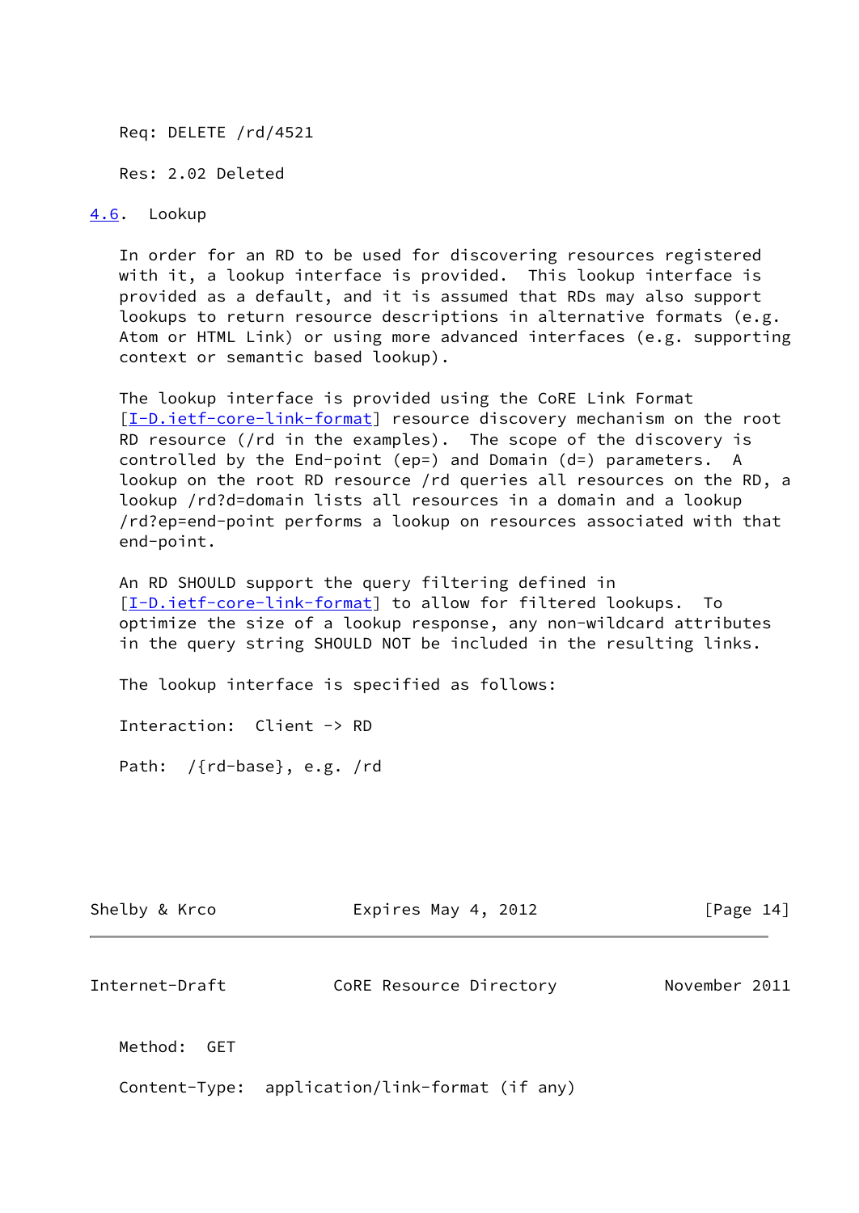Req: DELETE /rd/4521

Res: 2.02 Deleted

## 4.6. Lookup

In order for an RD to be used for discovering resources registered with it, a lookup interface is provided. This lookup interface is provided as a default, and it is assumed that RDs may also support lookups to return resource descriptions in alternative formats (e.g. Atom or HTML Link) or using more advanced interfaces (e.g. supporting context or semantic based lookup).

The lookup interface is provided using the CoRE Link Format [I-D.ietf-core-link-format] resource discovery mechanism on the root RD resource (/rd in the examples). The scope of the discovery is controlled by the End-point (ep=) and Domain (d=) parameters. A lookup on the root RD resource /rd queries all resources on the RD, a lookup /rd?d=domain lists all resources in a domain and a lookup /rd?ep=end-point performs a lookup on resources associated with that end-point.

An RD SHOULD support the query filtering defined in [I-D.ietf-core-link-format] to allow for filtered lookups. To optimize the size of a lookup response, any non-wildcard attributes in the query string SHOULD NOT be included in the resulting links.

The lookup interface is specified as follows:

Interaction: Client -> RD

Path: /{rd-base}, e.g. /rd

Method: GET

Content-Type: application/link-format (if any)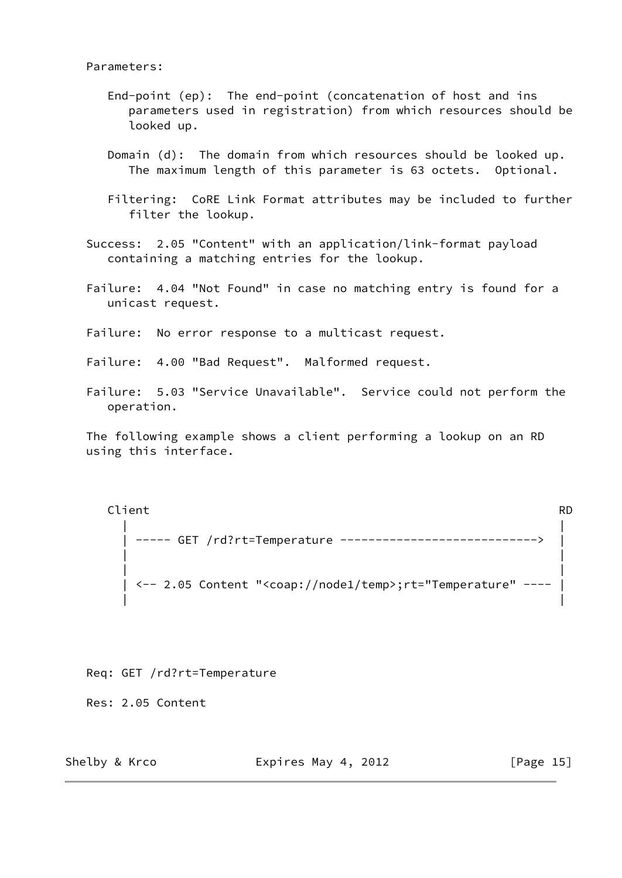Parameters:

- End-point (ep): The end-point (concatenation of host and ins parameters used in registration) from which resources should be looked up.

- Domain (d): The domain from which resources should be looked up. The maximum length of this parameter is 63 octets. Optional.

- Filtering: CoRE Link Format attributes may be included to further filter the lookup.

Success: 2.05 "Content" with an application/link-format payload containing a matching entries for the lookup.

Failure: 4.04 "Not Found" in case no matching entry is found for a unicast request.

Failure: No error response to a multicast request.

Failure: 4.00 "Bad Request". Malformed request.

Failure: 5.03 "Service Unavailable". Service could not perform the operation.

The following example shows a client performing a lookup on an RD using this interface.

```
Client                                                           RD
  |                                                               |
  | ----- GET /rd?rt=Temperature ---------------------------->   |
  |                                                               |
  |                                                               |
  | <-- 2.05 Content "<coap://node1/temp>;rt="Temperature" ----  |
  |                                                               |
```

Req: GET /rd?rt=Temperature

Res: 2.05 Content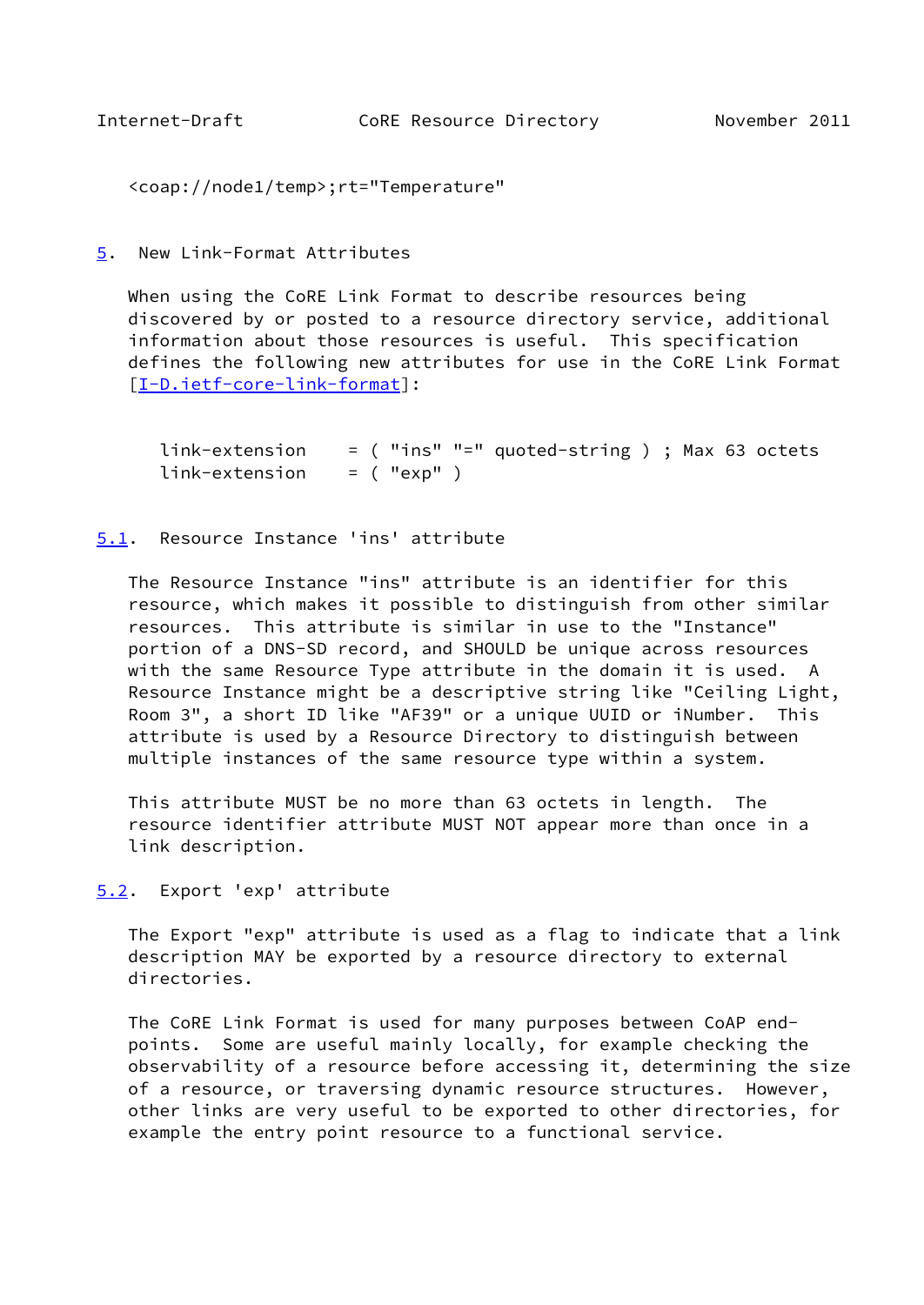```
<coap://node1/temp>;rt="Temperature"
```

## 5. New Link-Format Attributes

When using the CoRE Link Format to describe resources being discovered by or posted to a resource directory service, additional information about those resources is useful. This specification defines the following new attributes for use in the CoRE Link Format [I-D.ietf-core-link-format]:

```
link-extension    = ( "ins" "=" quoted-string ) ; Max 63 octets
link-extension    = ( "exp" )
```

### 5.1. Resource Instance 'ins' attribute

The Resource Instance "ins" attribute is an identifier for this resource, which makes it possible to distinguish from other similar resources. This attribute is similar in use to the "Instance" portion of a DNS-SD record, and SHOULD be unique across resources with the same Resource Type attribute in the domain it is used. A Resource Instance might be a descriptive string like "Ceiling Light, Room 3", a short ID like "AF39" or a unique UUID or iNumber. This attribute is used by a Resource Directory to distinguish between multiple instances of the same resource type within a system.

This attribute MUST be no more than 63 octets in length. The resource identifier attribute MUST NOT appear more than once in a link description.

### 5.2. Export 'exp' attribute

The Export "exp" attribute is used as a flag to indicate that a link description MAY be exported by a resource directory to external directories.

The CoRE Link Format is used for many purposes between CoAP end-points. Some are useful mainly locally, for example checking the observability of a resource before accessing it, determining the size of a resource, or traversing dynamic resource structures. However, other links are very useful to be exported to other directories, for example the entry point resource to a functional service.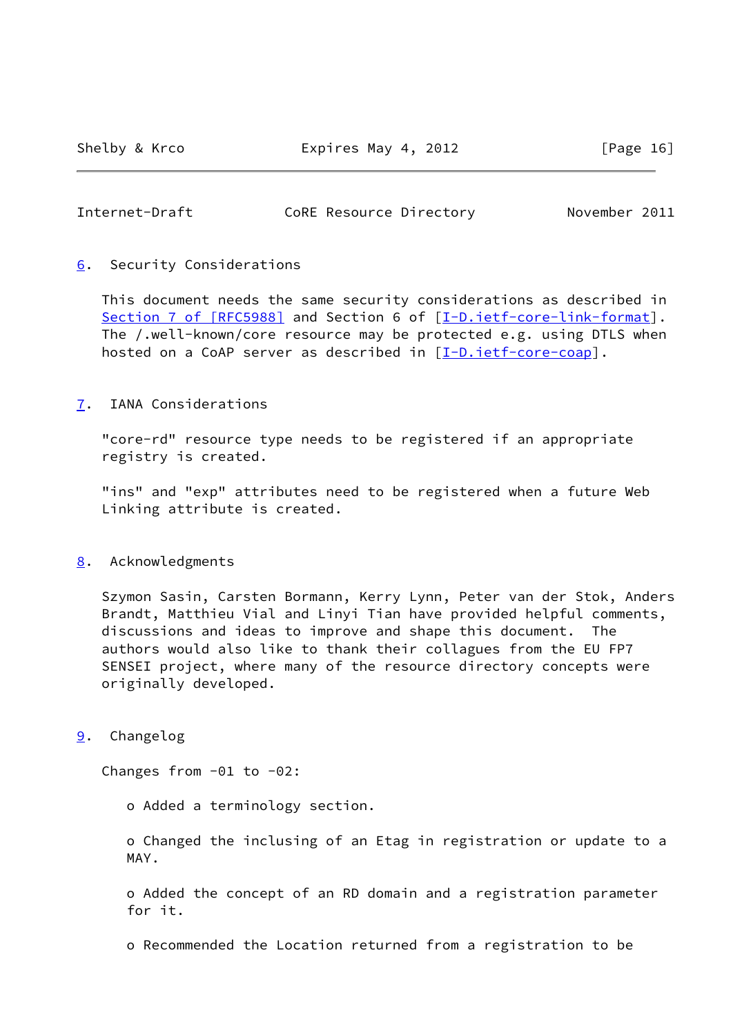## 6. Security Considerations

This document needs the same security considerations as described in Section 7 of [RFC5988] and Section 6 of [I-D.ietf-core-link-format]. The /.well-known/core resource may be protected e.g. using DTLS when hosted on a CoAP server as described in [I-D.ietf-core-coap].

## 7. IANA Considerations

"core-rd" resource type needs to be registered if an appropriate registry is created.

"ins" and "exp" attributes need to be registered when a future Web Linking attribute is created.

## 8. Acknowledgments

Szymon Sasin, Carsten Bormann, Kerry Lynn, Peter van der Stok, Anders Brandt, Matthieu Vial and Linyi Tian have provided helpful comments, discussions and ideas to improve and shape this document. The authors would also like to thank their collagues from the EU FP7 SENSEI project, where many of the resource directory concepts were originally developed.

## 9. Changelog

Changes from -01 to -02:

- Added a terminology section.

- Changed the inclusing of an Etag in registration or update to a MAY.

- Added the concept of an RD domain and a registration parameter for it.

- Recommended the Location returned from a registration to be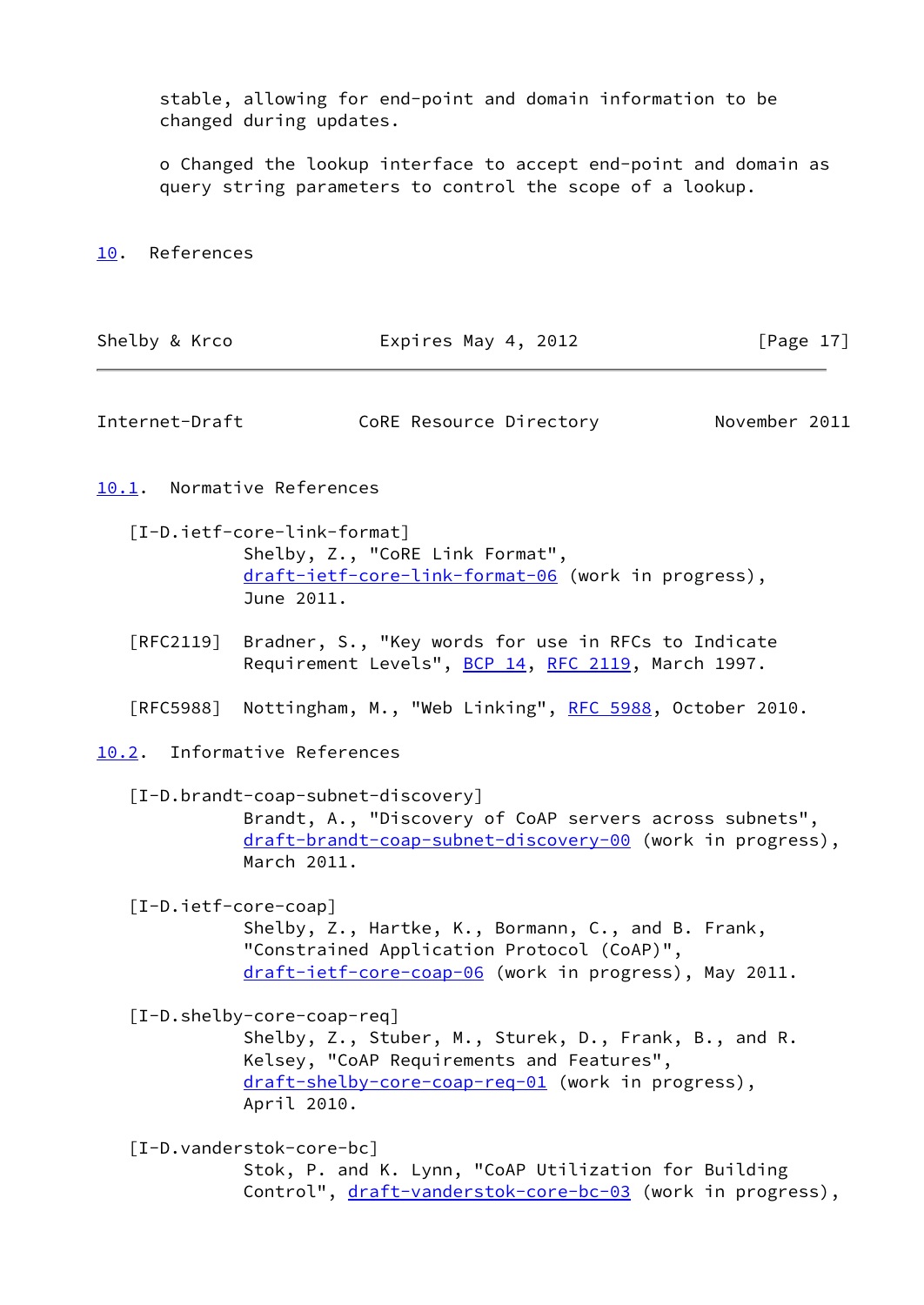stable, allowing for end-point and domain information to be changed during updates.

o Changed the lookup interface to accept end-point and domain as query string parameters to control the scope of a lookup.

# 10. References

## 10.1. Normative References

[I-D.ietf-core-link-format]
Shelby, Z., "CoRE Link Format", draft-ietf-core-link-format-06 (work in progress), June 2011.

[RFC2119] Bradner, S., "Key words for use in RFCs to Indicate Requirement Levels", BCP 14, RFC 2119, March 1997.

[RFC5988] Nottingham, M., "Web Linking", RFC 5988, October 2010.

## 10.2. Informative References

[I-D.brandt-coap-subnet-discovery]
Brandt, A., "Discovery of CoAP servers across subnets", draft-brandt-coap-subnet-discovery-00 (work in progress), March 2011.

[I-D.ietf-core-coap]
Shelby, Z., Hartke, K., Bormann, C., and B. Frank, "Constrained Application Protocol (CoAP)", draft-ietf-core-coap-06 (work in progress), May 2011.

[I-D.shelby-core-coap-req]
Shelby, Z., Stuber, M., Sturek, D., Frank, B., and R. Kelsey, "CoAP Requirements and Features", draft-shelby-core-coap-req-01 (work in progress), April 2010.

[I-D.vanderstok-core-bc]
Stok, P. and K. Lynn, "CoAP Utilization for Building Control", draft-vanderstok-core-bc-03 (work in progress),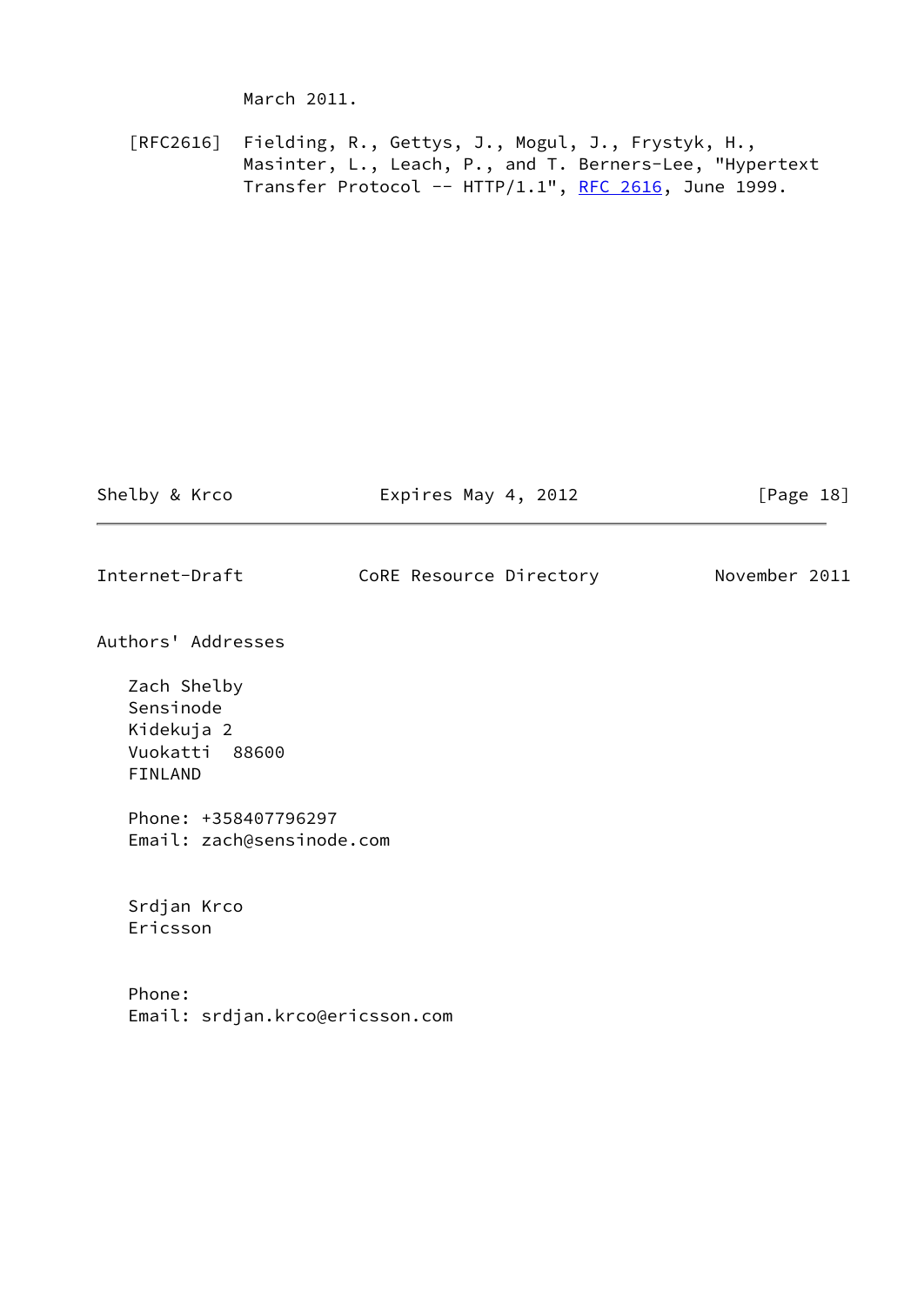March 2011.

[RFC2616] Fielding, R., Gettys, J., Mogul, J., Frystyk, H., Masinter, L., Leach, P., and T. Berners-Lee, "Hypertext Transfer Protocol -- HTTP/1.1", RFC 2616, June 1999.

## Authors' Addresses

Zach Shelby
Sensinode
Kidekuja 2
Vuokatti 88600
FINLAND

Phone: +358407796297
Email: zach@sensinode.com

Srdjan Krco
Ericsson

Phone:
Email: srdjan.krco@ericsson.com